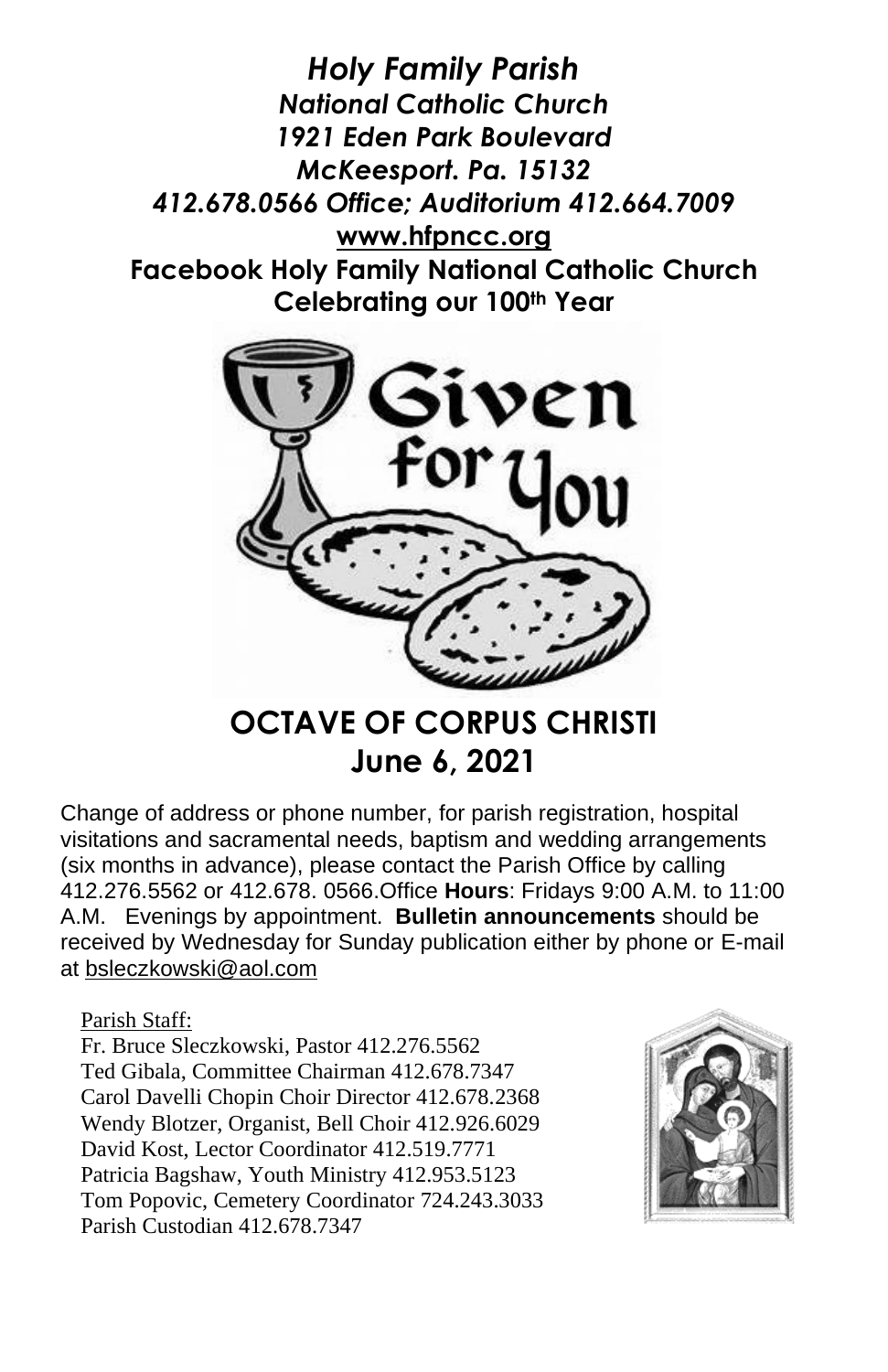# *Holy Family Parish*

***National Catholic Church***
***1921 Eden Park Boulevard***
***McKeesport. Pa. 15132***
***412.678.0566 Office; Auditorium 412.664.7009***
**www.hfpncc.org**
**Facebook Holy Family National Catholic Church**
**Celebrating our 100th Year**

Given for You

## OCTAVE OF CORPUS CHRISTI

**June 6, 2021**

Change of address or phone number, for parish registration, hospital visitations and sacramental needs, baptism and wedding arrangements (six months in advance), please contact the Parish Office by calling 412.276.5562 or 412.678. 0566.Office **Hours**: Fridays 9:00 A.M. to 11:00 A.M. Evenings by appointment. **Bulletin announcements** should be received by Wednesday for Sunday publication either by phone or E-mail at bsleczkowski@aol.com

Parish Staff:

Fr. Bruce Sleczkowski, Pastor 412.276.5562
Ted Gibala, Committee Chairman 412.678.7347
Carol Davelli Chopin Choir Director 412.678.2368
Wendy Blotzer, Organist, Bell Choir 412.926.6029
David Kost, Lector Coordinator 412.519.7771
Patricia Bagshaw, Youth Ministry 412.953.5123
Tom Popovic, Cemetery Coordinator 724.243.3033
Parish Custodian 412.678.7347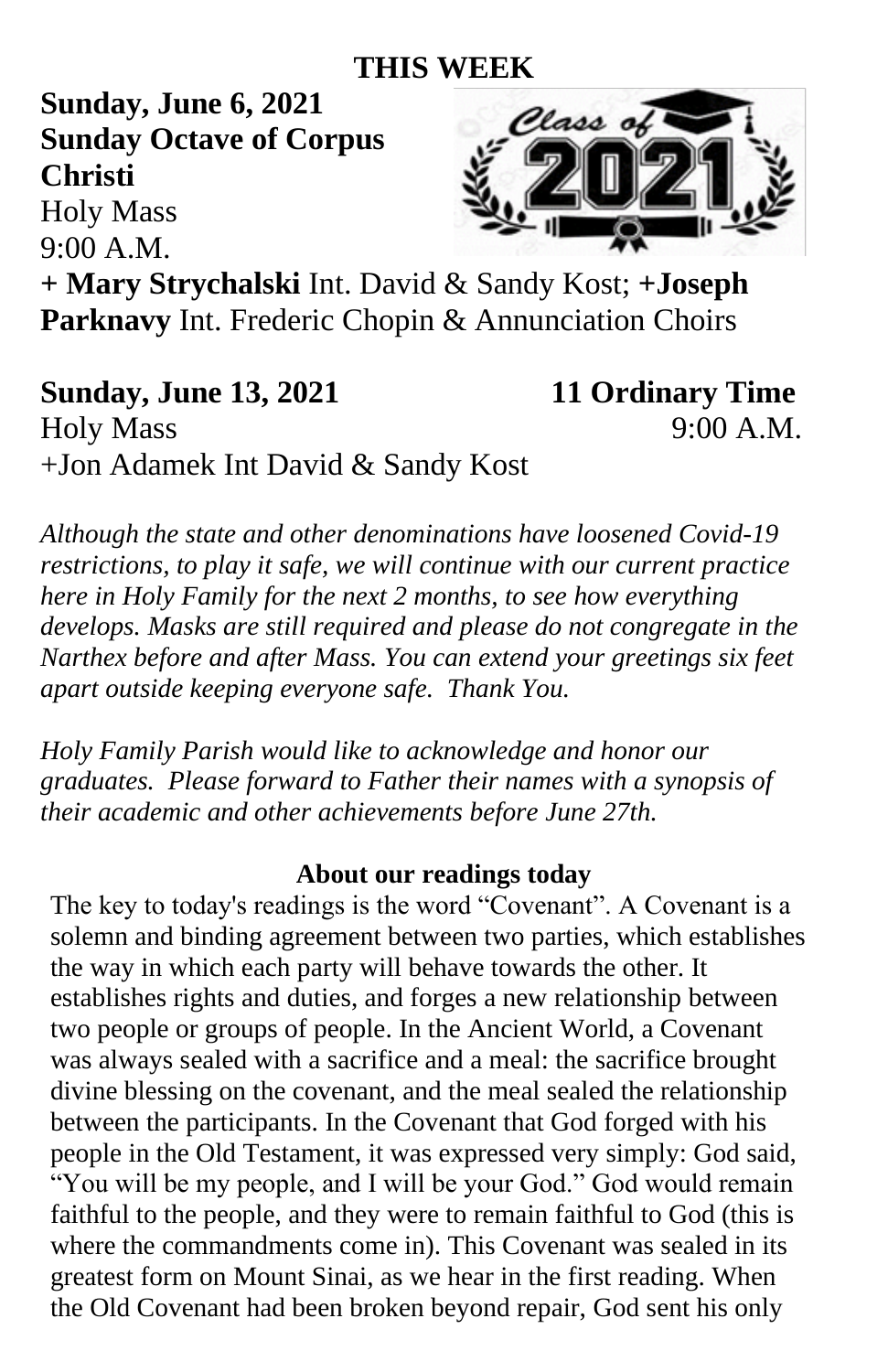## THIS WEEK

**Sunday, June 6, 2021**
**Sunday Octave of Corpus Christi**
Holy Mass
9:00 A.M.
**+ Mary Strychalski** Int. David & Sandy Kost; **+Joseph Parknavy** Int. Frederic Chopin & Annunciation Choirs

**Sunday, June 13, 2021** **11 Ordinary Time**
Holy Mass 9:00 A.M.
+Jon Adamek Int David & Sandy Kost

*Although the state and other denominations have loosened Covid-19 restrictions, to play it safe, we will continue with our current practice here in Holy Family for the next 2 months, to see how everything develops. Masks are still required and please do not congregate in the Narthex before and after Mass. You can extend your greetings six feet apart outside keeping everyone safe. Thank You.*

*Holy Family Parish would like to acknowledge and honor our graduates. Please forward to Father their names with a synopsis of their academic and other achievements before June 27th.*

### About our readings today

The key to today's readings is the word "Covenant". A Covenant is a solemn and binding agreement between two parties, which establishes the way in which each party will behave towards the other. It establishes rights and duties, and forges a new relationship between two people or groups of people. In the Ancient World, a Covenant was always sealed with a sacrifice and a meal: the sacrifice brought divine blessing on the covenant, and the meal sealed the relationship between the participants. In the Covenant that God forged with his people in the Old Testament, it was expressed very simply: God said, "You will be my people, and I will be your God." God would remain faithful to the people, and they were to remain faithful to God (this is where the commandments come in). This Covenant was sealed in its greatest form on Mount Sinai, as we hear in the first reading. When the Old Covenant had been broken beyond repair, God sent his only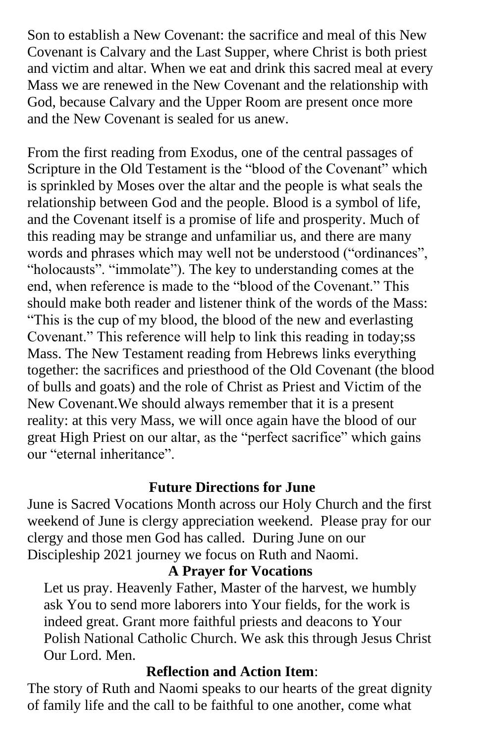Son to establish a New Covenant: the sacrifice and meal of this New Covenant is Calvary and the Last Supper, where Christ is both priest and victim and altar. When we eat and drink this sacred meal at every Mass we are renewed in the New Covenant and the relationship with God, because Calvary and the Upper Room are present once more and the New Covenant is sealed for us anew.

From the first reading from Exodus, one of the central passages of Scripture in the Old Testament is the "blood of the Covenant" which is sprinkled by Moses over the altar and the people is what seals the relationship between God and the people. Blood is a symbol of life, and the Covenant itself is a promise of life and prosperity. Much of this reading may be strange and unfamiliar us, and there are many words and phrases which may well not be understood ("ordinances", "holocausts". "immolate"). The key to understanding comes at the end, when reference is made to the "blood of the Covenant." This should make both reader and listener think of the words of the Mass: "This is the cup of my blood, the blood of the new and everlasting Covenant." This reference will help to link this reading in today;ss Mass. The New Testament reading from Hebrews links everything together: the sacrifices and priesthood of the Old Covenant (the blood of bulls and goats) and the role of Christ as Priest and Victim of the New Covenant.We should always remember that it is a present reality: at this very Mass, we will once again have the blood of our great High Priest on our altar, as the "perfect sacrifice" which gains our "eternal inheritance".

**Future Directions for June**

June is Sacred Vocations Month across our Holy Church and the first weekend of June is clergy appreciation weekend. Please pray for our clergy and those men God has called. During June on our Discipleship 2021 journey we focus on Ruth and Naomi.

**A Prayer for Vocations**

Let us pray. Heavenly Father, Master of the harvest, we humbly ask You to send more laborers into Your fields, for the work is indeed great. Grant more faithful priests and deacons to Your Polish National Catholic Church. We ask this through Jesus Christ Our Lord. Men.

**Reflection and Action Item**:

The story of Ruth and Naomi speaks to our hearts of the great dignity of family life and the call to be faithful to one another, come what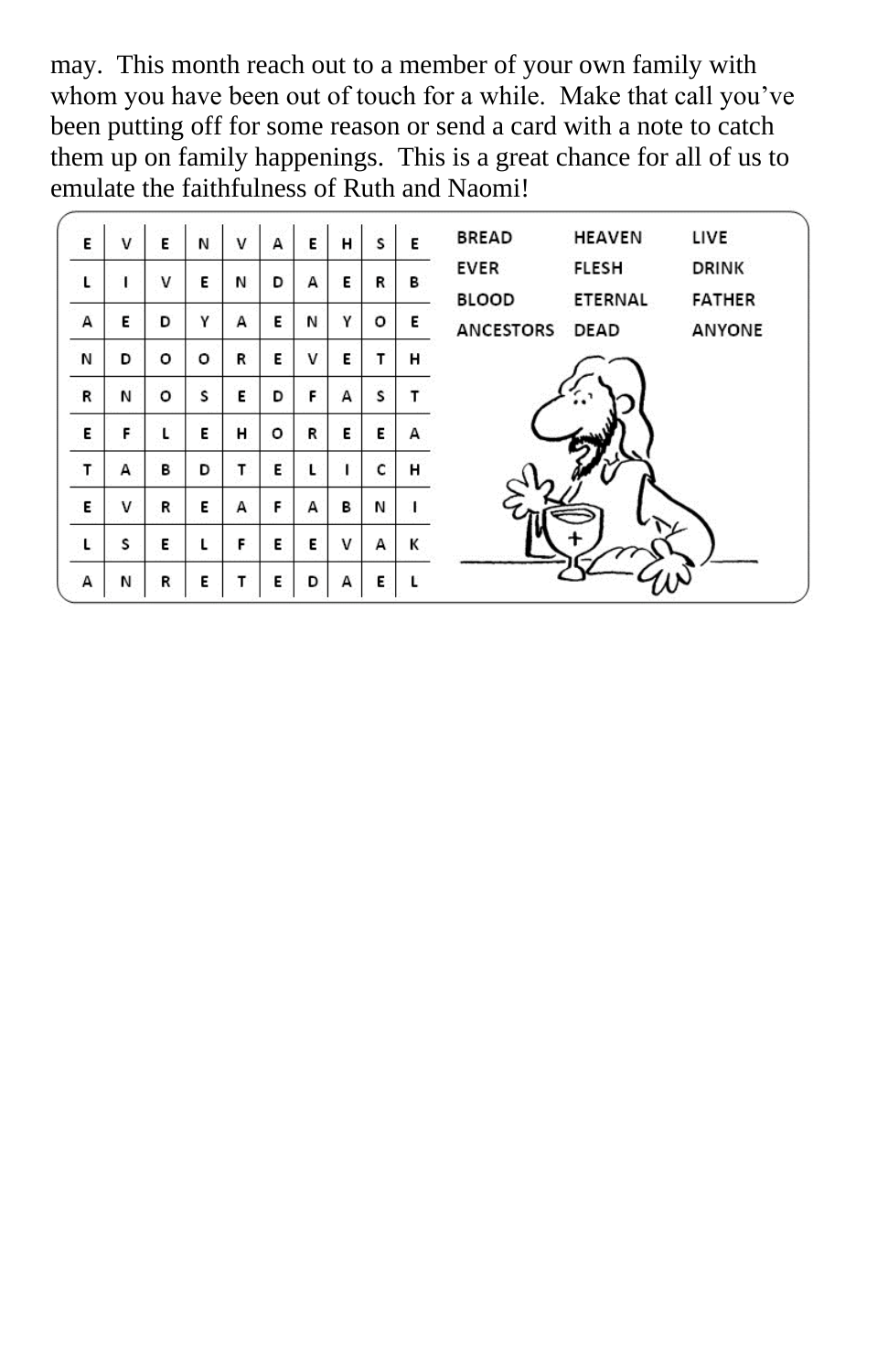may. This month reach out to a member of your own family with whom you have been out of touch for a while. Make that call you've been putting off for some reason or send a card with a note to catch them up on family happenings. This is a great chance for all of us to emulate the faithfulness of Ruth and Naomi!

| | | | | | | | | | |
|---|---|---|---|---|---|---|---|---|---|
| E | V | E | N | V | A | E | H | S | E |
| L | I | V | E | N | D | A | E | R | B |
| A | E | D | Y | A | E | N | Y | O | E |
| N | D | O | O | R | E | V | E | T | H |
| R | N | O | S | E | D | F | A | S | T |
| E | F | L | E | H | O | R | E | E | A |
| T | A | B | D | T | E | L | I | C | H |
| E | V | R | E | A | F | A | B | N | I |
| L | S | E | L | F | E | E | V | A | K |
| A | N | R | E | T | E | D | A | E | L |

| | | |
|---|---|---|
| BREAD | HEAVEN | LIVE |
| EVER | FLESH | DRINK |
| BLOOD | ETERNAL | FATHER |
| ANCESTORS | DEAD | ANYONE |